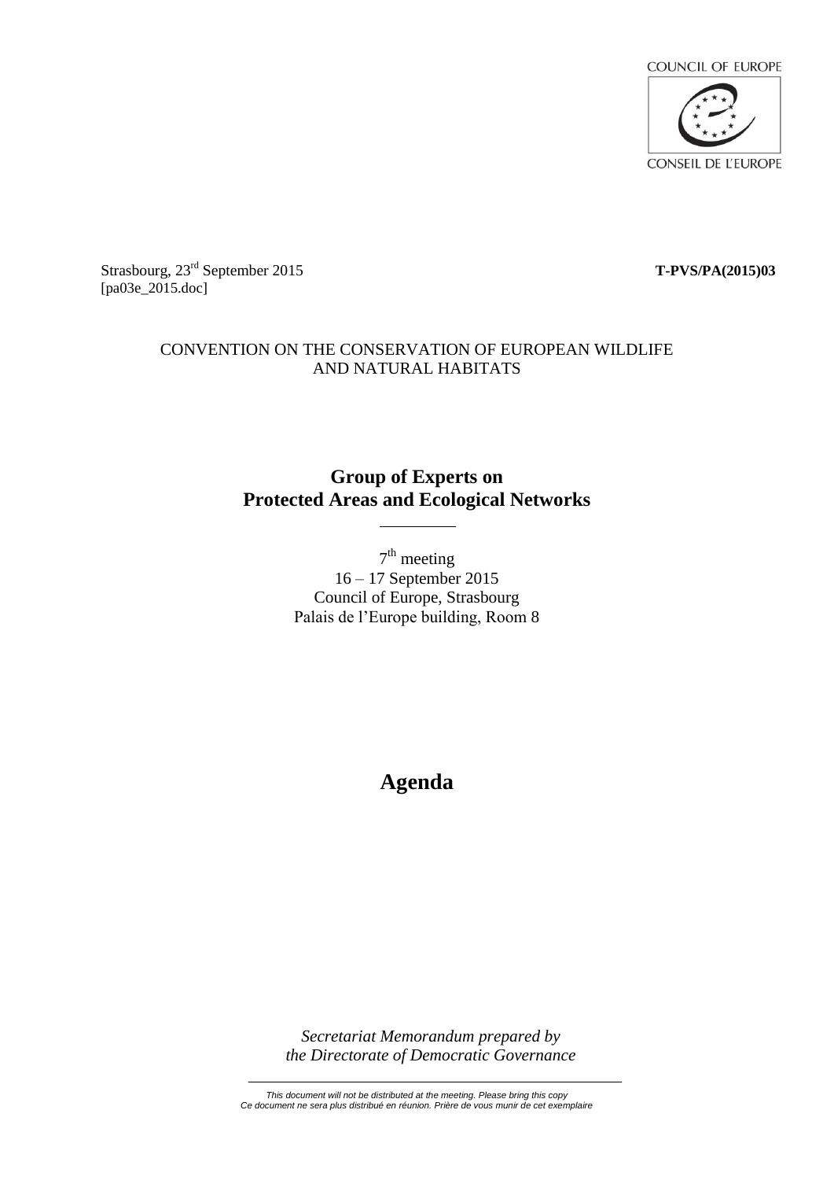COUNCIL OF EUROPE

CONSEIL DE L'EUROPE

Strasbourg, 23rd September 2015 **T-PVS/PA(2015)03**

[pa03e_2015.doc]

CONVENTION ON THE CONSERVATION OF EUROPEAN WILDLIFE AND NATURAL HABITATS

## Group of Experts on Protected Areas and Ecological Networks

7th meeting
16 – 17 September 2015
Council of Europe, Strasbourg
Palais de l'Europe building, Room 8

# Agenda

*Secretariat Memorandum prepared by the Directorate of Democratic Governance*

*This document will not be distributed at the meeting. Please bring this copy*
*Ce document ne sera plus distribué en réunion. Prière de vous munir de cet exemplaire*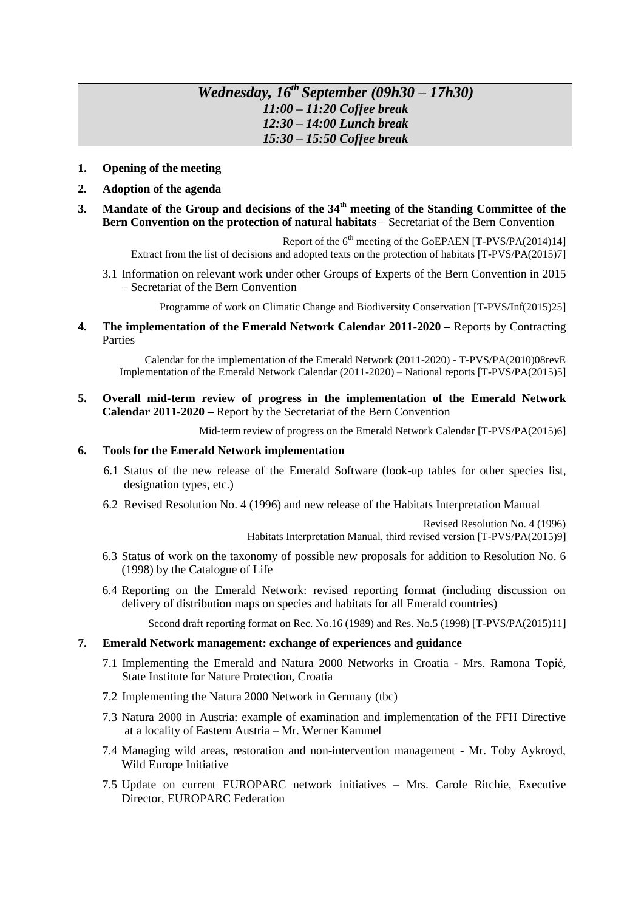***Wednesday, 16th September (09h30 – 17h30)***
***11:00 – 11:20 Coffee break***
***12:30 – 14:00 Lunch break***
***15:30 – 15:50 Coffee break***

1. **Opening of the meeting**

2. **Adoption of the agenda**

3. **Mandate of the Group and decisions of the 34th meeting of the Standing Committee of the Bern Convention on the protection of natural habitats** – Secretariat of the Bern Convention

   Report of the 6th meeting of the GoEPAEN [T-PVS/PA(2014)14]
   Extract from the list of decisions and adopted texts on the protection of habitats [T-PVS/PA(2015)7]

   3.1 Information on relevant work under other Groups of Experts of the Bern Convention in 2015 – Secretariat of the Bern Convention

   Programme of work on Climatic Change and Biodiversity Conservation [T-PVS/Inf(2015)25]

4. **The implementation of the Emerald Network Calendar 2011-2020 –** Reports by Contracting Parties

   Calendar for the implementation of the Emerald Network (2011-2020) - T-PVS/PA(2010)08revE
   Implementation of the Emerald Network Calendar (2011-2020) – National reports [T-PVS/PA(2015)5]

5. **Overall mid-term review of progress in the implementation of the Emerald Network Calendar 2011-2020 –** Report by the Secretariat of the Bern Convention

   Mid-term review of progress on the Emerald Network Calendar [T-PVS/PA(2015)6]

6. **Tools for the Emerald Network implementation**

   6.1 Status of the new release of the Emerald Software (look-up tables for other species list, designation types, etc.)

   6.2 Revised Resolution No. 4 (1996) and new release of the Habitats Interpretation Manual

   Revised Resolution No. 4 (1996)
   Habitats Interpretation Manual, third revised version [T-PVS/PA(2015)9]

   6.3 Status of work on the taxonomy of possible new proposals for addition to Resolution No. 6 (1998) by the Catalogue of Life

   6.4 Reporting on the Emerald Network: revised reporting format (including discussion on delivery of distribution maps on species and habitats for all Emerald countries)

   Second draft reporting format on Rec. No.16 (1989) and Res. No.5 (1998) [T-PVS/PA(2015)11]

7. **Emerald Network management: exchange of experiences and guidance**

   7.1 Implementing the Emerald and Natura 2000 Networks in Croatia - Mrs. Ramona Topić, State Institute for Nature Protection, Croatia

   7.2 Implementing the Natura 2000 Network in Germany (tbc)

   7.3 Natura 2000 in Austria: example of examination and implementation of the FFH Directive at a locality of Eastern Austria – Mr. Werner Kammel

   7.4 Managing wild areas, restoration and non-intervention management - Mr. Toby Aykroyd, Wild Europe Initiative

   7.5 Update on current EUROPARC network initiatives – Mrs. Carole Ritchie, Executive Director, EUROPARC Federation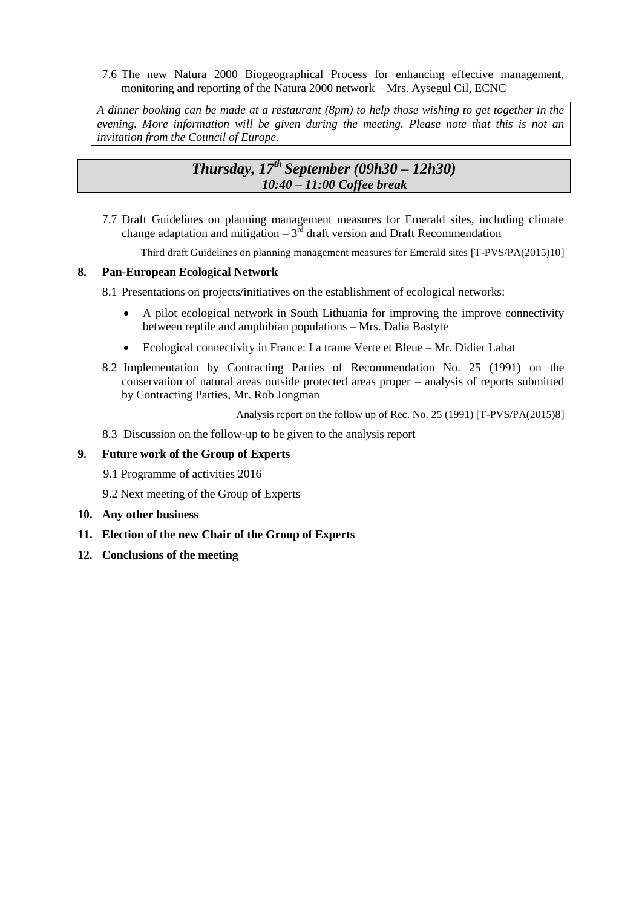7.6 The new Natura 2000 Biogeographical Process for enhancing effective management, monitoring and reporting of the Natura 2000 network – Mrs. Aysegul Cil, ECNC

*A dinner booking can be made at a restaurant (8pm) to help those wishing to get together in the evening. More information will be given during the meeting. Please note that this is not an invitation from the Council of Europe.*

## *Thursday, 17th September (09h30 – 12h30)*
### *10:40 – 11:00 Coffee break*

7.7 Draft Guidelines on planning management measures for Emerald sites, including climate change adaptation and mitigation – 3rd draft version and Draft Recommendation

Third draft Guidelines on planning management measures for Emerald sites [T-PVS/PA(2015)10]

**8. Pan-European Ecological Network**

8.1 Presentations on projects/initiatives on the establishment of ecological networks:

- A pilot ecological network in South Lithuania for improving the improve connectivity between reptile and amphibian populations – Mrs. Dalia Bastyte
- Ecological connectivity in France: La trame Verte et Bleue – Mr. Didier Labat

8.2 Implementation by Contracting Parties of Recommendation No. 25 (1991) on the conservation of natural areas outside protected areas proper – analysis of reports submitted by Contracting Parties, Mr. Rob Jongman

Analysis report on the follow up of Rec. No. 25 (1991) [T-PVS/PA(2015)8]

8.3 Discussion on the follow-up to be given to the analysis report

**9. Future work of the Group of Experts**

9.1 Programme of activities 2016

9.2 Next meeting of the Group of Experts

**10. Any other business**

**11. Election of the new Chair of the Group of Experts**

**12. Conclusions of the meeting**